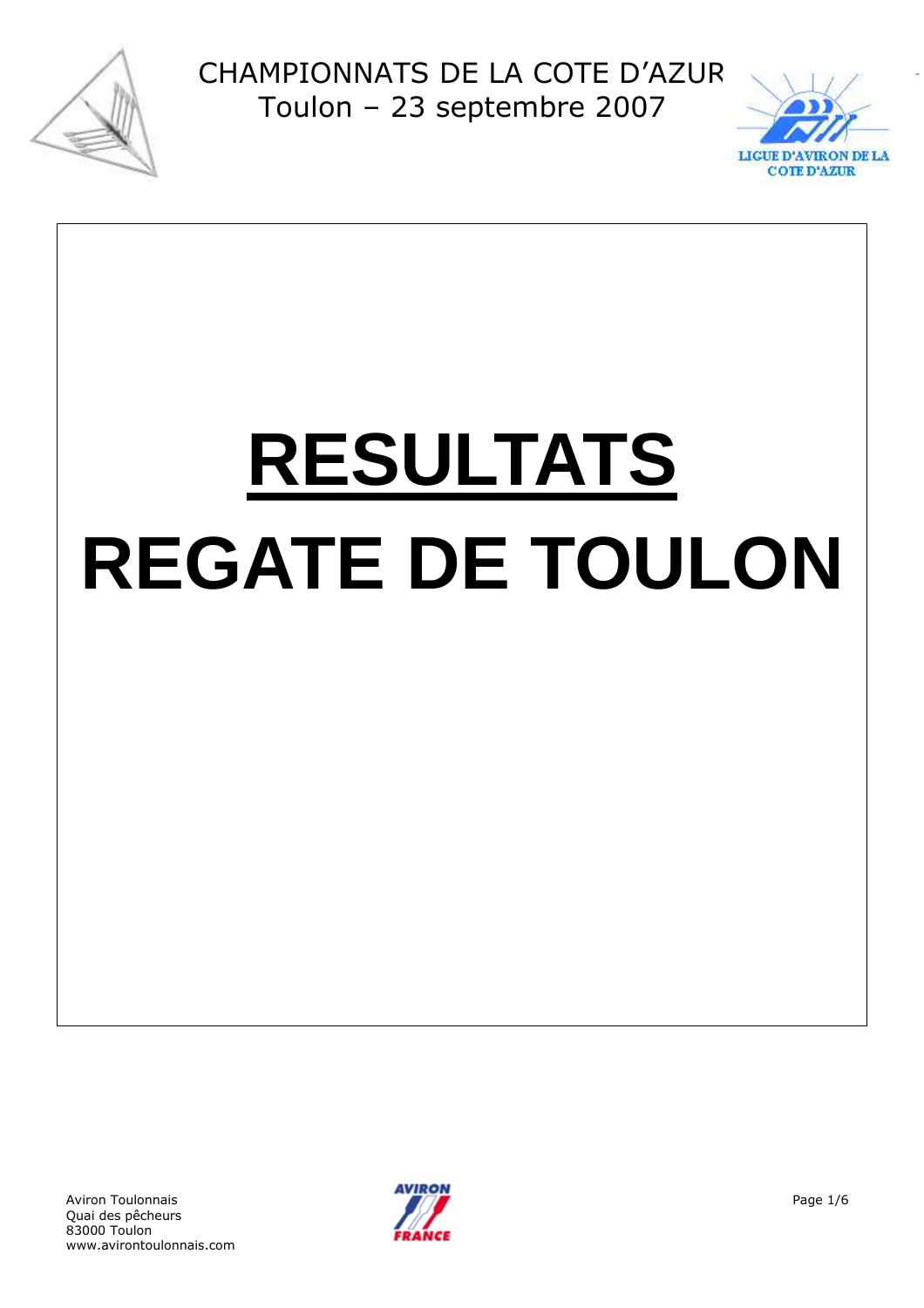CHAMPIONNATS DE LA COTE D'AZUR
Toulon – 23 septembre 2007

LIGUE D'AVIRON DE LA COTE D'AZUR

# RESULTATS

# REGATE DE TOULON

Aviron Toulonnais
Quai des pêcheurs
83000 Toulon
www.avirontoulonnais.com

AVIRON FRANCE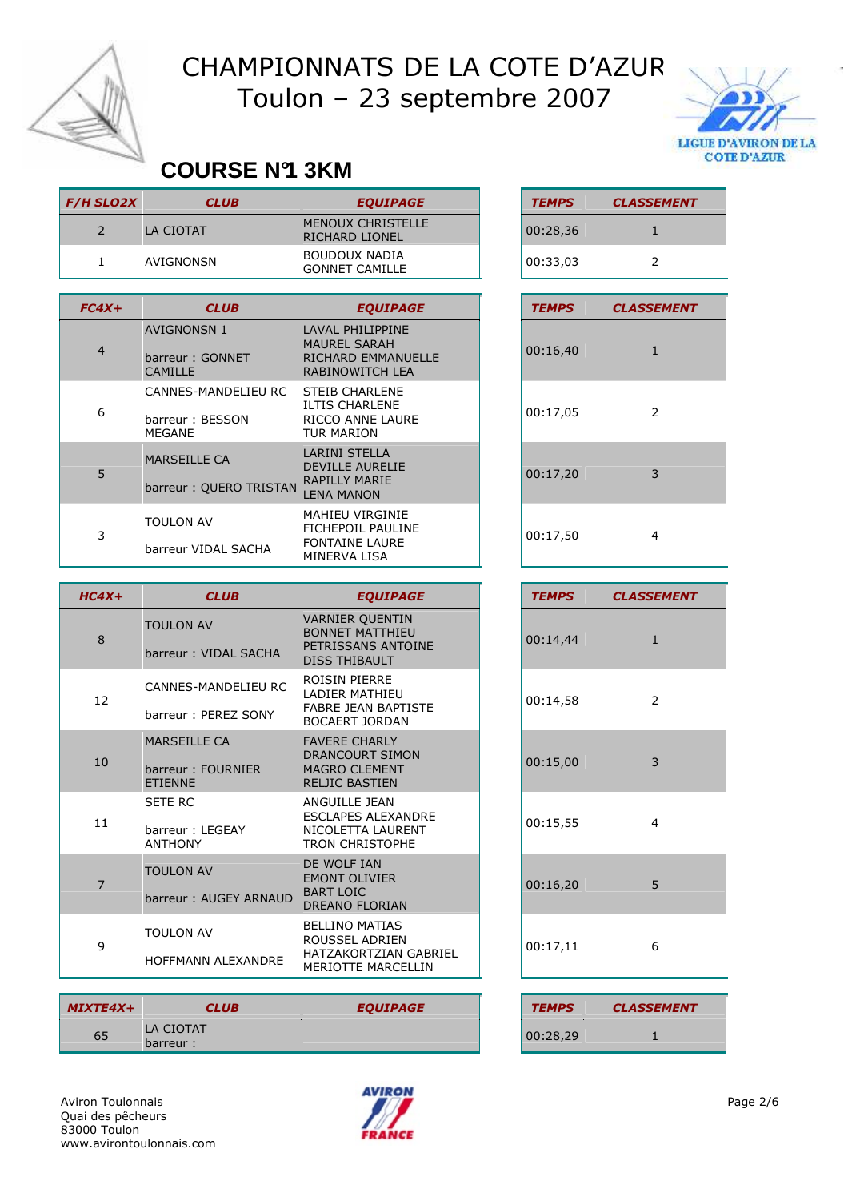# CHAMPIONNATS DE LA COTE D'AZUR
# Toulon – 23 septembre 2007

## COURSE N°1 3KM

| F/H SLO2X | CLUB | EQUIPAGE | TEMPS | CLASSEMENT |
|---|---|---|---|---|
| 2 | LA CIOTAT | MENOUX CHRISTELLE<br>RICHARD LIONEL | 00:28,36 | 1 |
| 1 | AVIGNONSN | BOUDOUX NADIA<br>GONNET CAMILLE | 00:33,03 | 2 |

| FC4X+ | CLUB | EQUIPAGE | TEMPS | CLASSEMENT |
|---|---|---|---|---|
| 4 | AVIGNONSN 1<br>barreur : GONNET CAMILLE | LAVAL PHILIPPINE<br>MAUREL SARAH<br>RICHARD EMMANUELLE<br>RABINOWITCH LEA | 00:16,40 | 1 |
| 6 | CANNES-MANDELIEU RC<br>barreur : BESSON MEGANE | STEIB CHARLENE<br>ILTIS CHARLENE<br>RICCO ANNE LAURE<br>TUR MARION | 00:17,05 | 2 |
| 5 | MARSEILLE CA<br>barreur : QUERO TRISTAN | LARINI STELLA<br>DEVILLE AURELIE<br>RAPILLY MARIE<br>LENA MANON | 00:17,20 | 3 |
| 3 | TOULON AV<br>barreur VIDAL SACHA | MAHIEU VIRGINIE<br>FICHEPOIL PAULINE<br>FONTAINE LAURE<br>MINERVA LISA | 00:17,50 | 4 |

| HC4X+ | CLUB | EQUIPAGE | TEMPS | CLASSEMENT |
|---|---|---|---|---|
| 8 | TOULON AV<br>barreur : VIDAL SACHA | VARNIER QUENTIN<br>BONNET MATTHIEU<br>PETRISSANS ANTOINE<br>DISS THIBAULT | 00:14,44 | 1 |
| 12 | CANNES-MANDELIEU RC<br>barreur : PEREZ SONY | ROISIN PIERRE<br>LADIER MATHIEU<br>FABRE JEAN BAPTISTE<br>BOCAERT JORDAN | 00:14,58 | 2 |
| 10 | MARSEILLE CA<br>barreur : FOURNIER ETIENNE | FAVERE CHARLY<br>DRANCOURT SIMON<br>MAGRO CLEMENT<br>RELJIC BASTIEN | 00:15,00 | 3 |
| 11 | SETE RC<br>barreur : LEGEAY ANTHONY | ANGUILLE JEAN<br>ESCLAPES ALEXANDRE<br>NICOLETTA LAURENT<br>TRON CHRISTOPHE | 00:15,55 | 4 |
| 7 | TOULON AV<br>barreur : AUGEY ARNAUD | DE WOLF IAN<br>EMONT OLIVIER<br>BART LOIC<br>DREANO FLORIAN | 00:16,20 | 5 |
| 9 | TOULON AV<br>HOFFMANN ALEXANDRE | BELLINO MATIAS<br>ROUSSEL ADRIEN<br>HATZAKORTZIAN GABRIEL<br>MERIOTTE MARCELLIN | 00:17,11 | 6 |

| MIXTE4X+ | CLUB | EQUIPAGE | TEMPS | CLASSEMENT |
|---|---|---|---|---|
| 65 | LA CIOTAT<br>barreur : | | 00:28,29 | 1 |

Aviron Toulonnais
Quai des pêcheurs
83000 Toulon
www.avirontoulonnais.com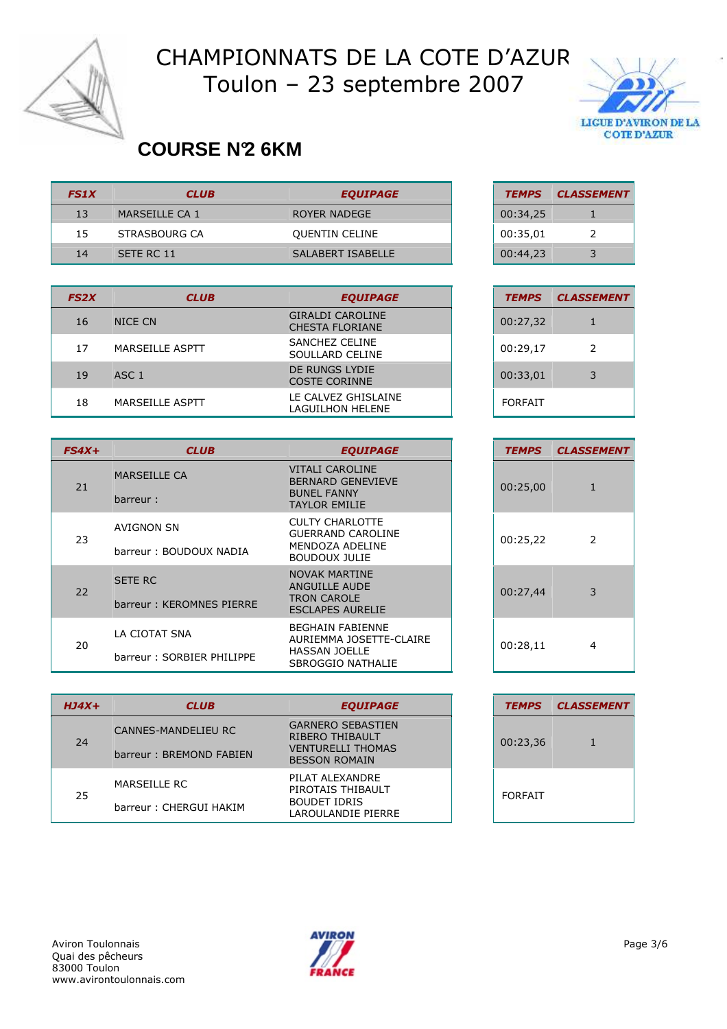# CHAMPIONNATS DE LA COTE D'AZUR
# Toulon – 23 septembre 2007

## COURSE N°2 6KM

| FS1X | CLUB | EQUIPAGE | TEMPS | CLASSEMENT |
|---|---|---|---|---|
| 13 | MARSEILLE CA 1 | ROYER NADEGE | 00:34,25 | 1 |
| 15 | STRASBOURG CA | QUENTIN CELINE | 00:35,01 | 2 |
| 14 | SETE RC 11 | SALABERT ISABELLE | 00:44,23 | 3 |

| FS2X | CLUB | EQUIPAGE | TEMPS | CLASSEMENT |
|---|---|---|---|---|
| 16 | NICE CN | GIRALDI CAROLINE<br>CHESTA FLORIANE | 00:27,32 | 1 |
| 17 | MARSEILLE ASPTT | SANCHEZ CELINE<br>SOULLARD CELINE | 00:29,17 | 2 |
| 19 | ASC 1 | DE RUNGS LYDIE<br>COSTE CORINNE | 00:33,01 | 3 |
| 18 | MARSEILLE ASPTT | LE CALVEZ GHISLAINE<br>LAGUILHON HELENE | FORFAIT | |

| FS4X+ | CLUB | EQUIPAGE | TEMPS | CLASSEMENT |
|---|---|---|---|---|
| 21 | MARSEILLE CA<br>barreur : | VITALI CAROLINE<br>BERNARD GENEVIEVE<br>BUNEL FANNY<br>TAYLOR EMILIE | 00:25,00 | 1 |
| 23 | AVIGNON SN<br>barreur : BOUDOUX NADIA | CULTY CHARLOTTE<br>GUERRAND CAROLINE<br>MENDOZA ADELINE<br>BOUDOUX JULIE | 00:25,22 | 2 |
| 22 | SETE RC<br>barreur : KEROMNES PIERRE | NOVAK MARTINE<br>ANGUILLE AUDE<br>TRON CAROLE<br>ESCLAPES AURELIE | 00:27,44 | 3 |
| 20 | LA CIOTAT SNA<br>barreur : SORBIER PHILIPPE | BEGHAIN FABIENNE<br>AURIEMMA JOSETTE-CLAIRE<br>HASSAN JOELLE<br>SBROGGIO NATHALIE | 00:28,11 | 4 |

| HJ4X+ | CLUB | EQUIPAGE | TEMPS | CLASSEMENT |
|---|---|---|---|---|
| 24 | CANNES-MANDELIEU RC<br>barreur : BREMOND FABIEN | GARNERO SEBASTIEN<br>RIBERO THIBAULT<br>VENTURELLI THOMAS<br>BESSON ROMAIN | 00:23,36 | 1 |
| 25 | MARSEILLE RC<br>barreur : CHERGUI HAKIM | PILAT ALEXANDRE<br>PIROTAIS THIBAULT<br>BOUDET IDRIS<br>LAROULANDIE PIERRE | FORFAIT | |

Aviron Toulonnais
Quai des pêcheurs
83000 Toulon
www.avirontoulonnais.com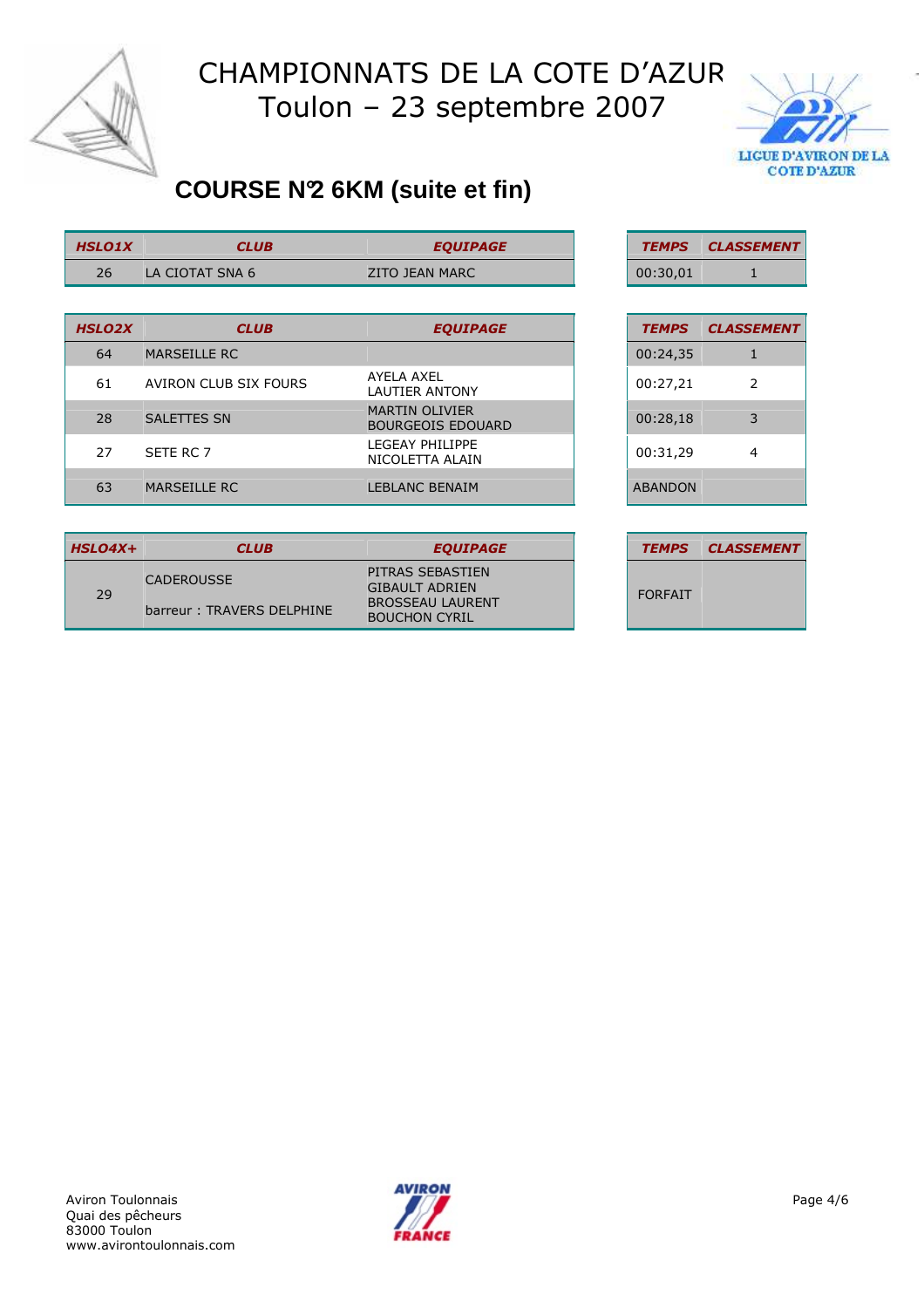# CHAMPIONNATS DE LA COTE D'AZUR
## Toulon – 23 septembre 2007

## COURSE N°2 6KM (suite et fin)

| HSLO1X | CLUB | EQUIPAGE | TEMPS | CLASSEMENT |
|---|---|---|---|---|
| 26 | LA CIOTAT SNA 6 | ZITO JEAN MARC | 00:30,01 | 1 |

| HSLO2X | CLUB | EQUIPAGE | TEMPS | CLASSEMENT |
|---|---|---|---|---|
| 64 | MARSEILLE RC | | 00:24,35 | 1 |
| 61 | AVIRON CLUB SIX FOURS | AYELA AXEL<br>LAUTIER ANTONY | 00:27,21 | 2 |
| 28 | SALETTES SN | MARTIN OLIVIER<br>BOURGEOIS EDOUARD | 00:28,18 | 3 |
| 27 | SETE RC 7 | LEGEAY PHILIPPE<br>NICOLETTA ALAIN | 00:31,29 | 4 |
| 63 | MARSEILLE RC | LEBLANC BENAIM | ABANDON | |

| HSLO4X+ | CLUB | EQUIPAGE | TEMPS | CLASSEMENT |
|---|---|---|---|---|
| 29 | CADEROUSSE<br>barreur : TRAVERS DELPHINE | PITRAS SEBASTIEN<br>GIBAULT ADRIEN<br>BROSSEAU LAURENT<br>BOUCHON CYRIL | FORFAIT | |

Aviron Toulonnais
Quai des pêcheurs
83000 Toulon
www.avirontoulonnais.com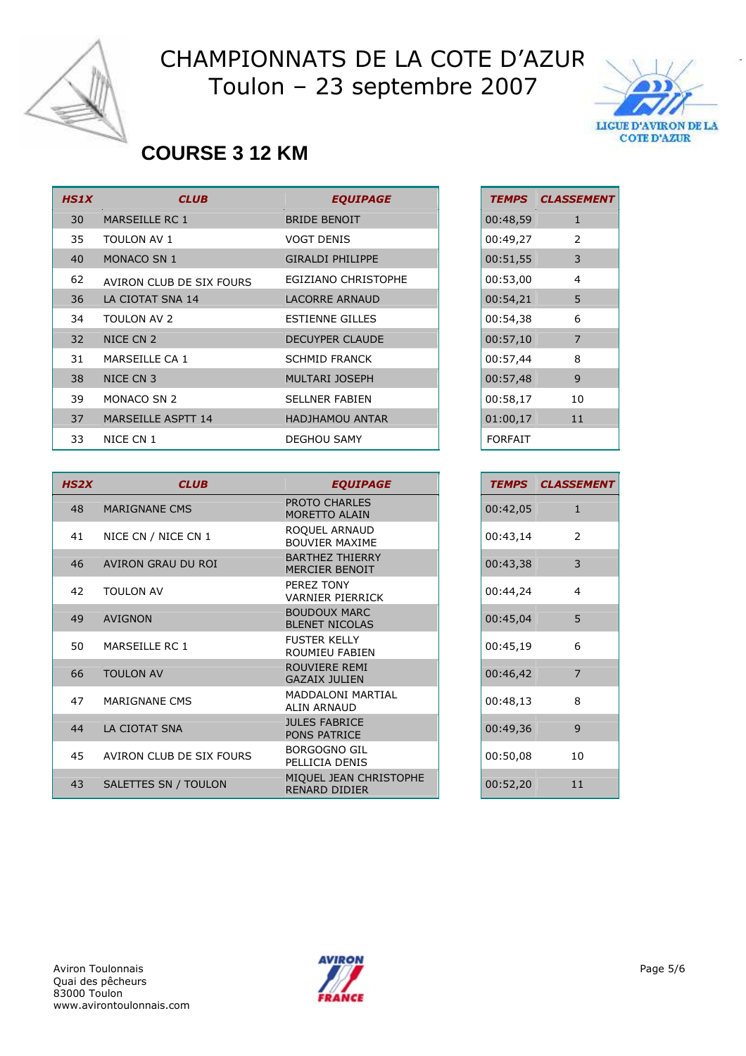# CHAMPIONNATS DE LA COTE D'AZUR
# Toulon – 23 septembre 2007

## COURSE 3 12 KM

| HS1X | CLUB | EQUIPAGE | TEMPS | CLASSEMENT |
|---|---|---|---|---|
| 30 | MARSEILLE RC 1 | BRIDE BENOIT | 00:48,59 | 1 |
| 35 | TOULON AV 1 | VOGT DENIS | 00:49,27 | 2 |
| 40 | MONACO SN 1 | GIRALDI PHILIPPE | 00:51,55 | 3 |
| 62 | AVIRON CLUB DE SIX FOURS | EGIZIANO CHRISTOPHE | 00:53,00 | 4 |
| 36 | LA CIOTAT SNA 14 | LACORRE ARNAUD | 00:54,21 | 5 |
| 34 | TOULON AV 2 | ESTIENNE GILLES | 00:54,38 | 6 |
| 32 | NICE CN 2 | DECUYPER CLAUDE | 00:57,10 | 7 |
| 31 | MARSEILLE CA 1 | SCHMID FRANCK | 00:57,44 | 8 |
| 38 | NICE CN 3 | MULTARI JOSEPH | 00:57,48 | 9 |
| 39 | MONACO SN 2 | SELLNER FABIEN | 00:58,17 | 10 |
| 37 | MARSEILLE ASPTT 14 | HADJHAMOU ANTAR | 01:00,17 | 11 |
| 33 | NICE CN 1 | DEGHOU SAMY | FORFAIT | |

| HS2X | CLUB | EQUIPAGE | TEMPS | CLASSEMENT |
|---|---|---|---|---|
| 48 | MARIGNANE CMS | PROTO CHARLES<br>MORETTO ALAIN | 00:42,05 | 1 |
| 41 | NICE CN / NICE CN 1 | ROQUEL ARNAUD<br>BOUVIER MAXIME | 00:43,14 | 2 |
| 46 | AVIRON GRAU DU ROI | BARTHEZ THIERRY<br>MERCIER BENOIT | 00:43,38 | 3 |
| 42 | TOULON AV | PEREZ TONY<br>VARNIER PIERRICK | 00:44,24 | 4 |
| 49 | AVIGNON | BOUDOUX MARC<br>BLENET NICOLAS | 00:45,04 | 5 |
| 50 | MARSEILLE RC 1 | FUSTER KELLY<br>ROUMIEU FABIEN | 00:45,19 | 6 |
| 66 | TOULON AV | ROUVIERE REMI<br>GAZAIX JULIEN | 00:46,42 | 7 |
| 47 | MARIGNANE CMS | MADDALONI MARTIAL<br>ALIN ARNAUD | 00:48,13 | 8 |
| 44 | LA CIOTAT SNA | JULES FABRICE<br>PONS PATRICE | 00:49,36 | 9 |
| 45 | AVIRON CLUB DE SIX FOURS | BORGOGNO GIL<br>PELLICIA DENIS | 00:50,08 | 10 |
| 43 | SALETTES SN / TOULON | MIQUEL JEAN CHRISTOPHE<br>RENARD DIDIER | 00:52,20 | 11 |

Aviron Toulonnais
Quai des pêcheurs
83000 Toulon
www.avirontoulonnais.com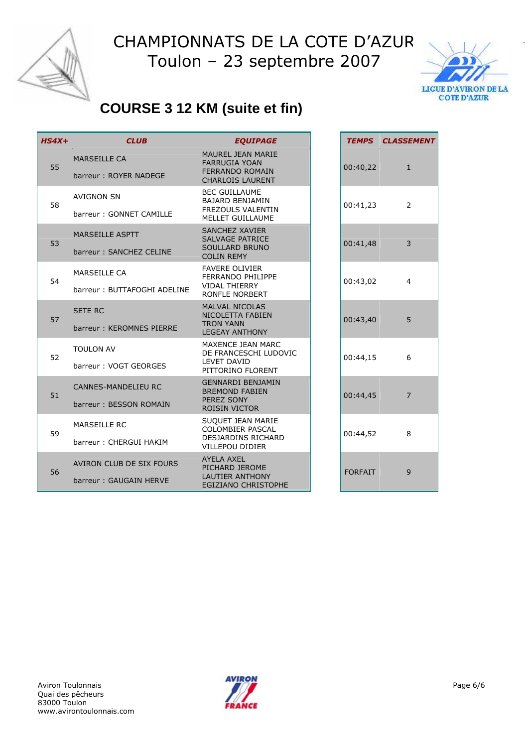# CHAMPIONNATS DE LA COTE D'AZUR
# Toulon – 23 septembre 2007

## COURSE 3 12 KM (suite et fin)

| HS4X+ | CLUB | EQUIPAGE | TEMPS | CLASSEMENT |
|---|---|---|---|---|
| 55 | MARSEILLE CA<br>barreur : ROYER NADEGE | MAUREL JEAN MARIE<br>FARRUGIA YOAN<br>FERRANDO ROMAIN<br>CHARLOIS LAURENT | 00:40,22 | 1 |
| 58 | AVIGNON SN<br>barreur : GONNET CAMILLE | BEC GUILLAUME<br>BAJARD BENJAMIN<br>FREZOULS VALENTIN<br>MELLET GUILLAUME | 00:41,23 | 2 |
| 53 | MARSEILLE ASPTT<br>barreur : SANCHEZ CELINE | SANCHEZ XAVIER<br>SALVAGE PATRICE<br>SOULLARD BRUNO<br>COLIN REMY | 00:41,48 | 3 |
| 54 | MARSEILLE CA<br>barreur : BUTTAFOGHI ADELINE | FAVERE OLIVIER<br>FERRANDO PHILIPPE<br>VIDAL THIERRY<br>RONFLE NORBERT | 00:43,02 | 4 |
| 57 | SETE RC<br>barreur : KEROMNES PIERRE | MALVAL NICOLAS<br>NICOLETTA FABIEN<br>TRON YANN<br>LEGEAY ANTHONY | 00:43,40 | 5 |
| 52 | TOULON AV<br>barreur : VOGT GEORGES | MAXENCE JEAN MARC<br>DE FRANCESCHI LUDOVIC<br>LEVET DAVID<br>PITTORINO FLORENT | 00:44,15 | 6 |
| 51 | CANNES-MANDELIEU RC<br>barreur : BESSON ROMAIN | GENNARDI BENJAMIN<br>BREMOND FABIEN<br>PEREZ SONY<br>ROISIN VICTOR | 00:44,45 | 7 |
| 59 | MARSEILLE RC<br>barreur : CHERGUI HAKIM | SUQUET JEAN MARIE<br>COLOMBIER PASCAL<br>DESJARDINS RICHARD<br>VILLEPOU DIDIER | 00:44,52 | 8 |
| 56 | AVIRON CLUB DE SIX FOURS<br>barreur : GAUGAIN HERVE | AYELA AXEL<br>PICHARD JEROME<br>LAUTIER ANTHONY<br>EGIZIANO CHRISTOPHE | FORFAIT | 9 |

Aviron Toulonnais
Quai des pêcheurs
83000 Toulon
www.avirontoulonnais.com